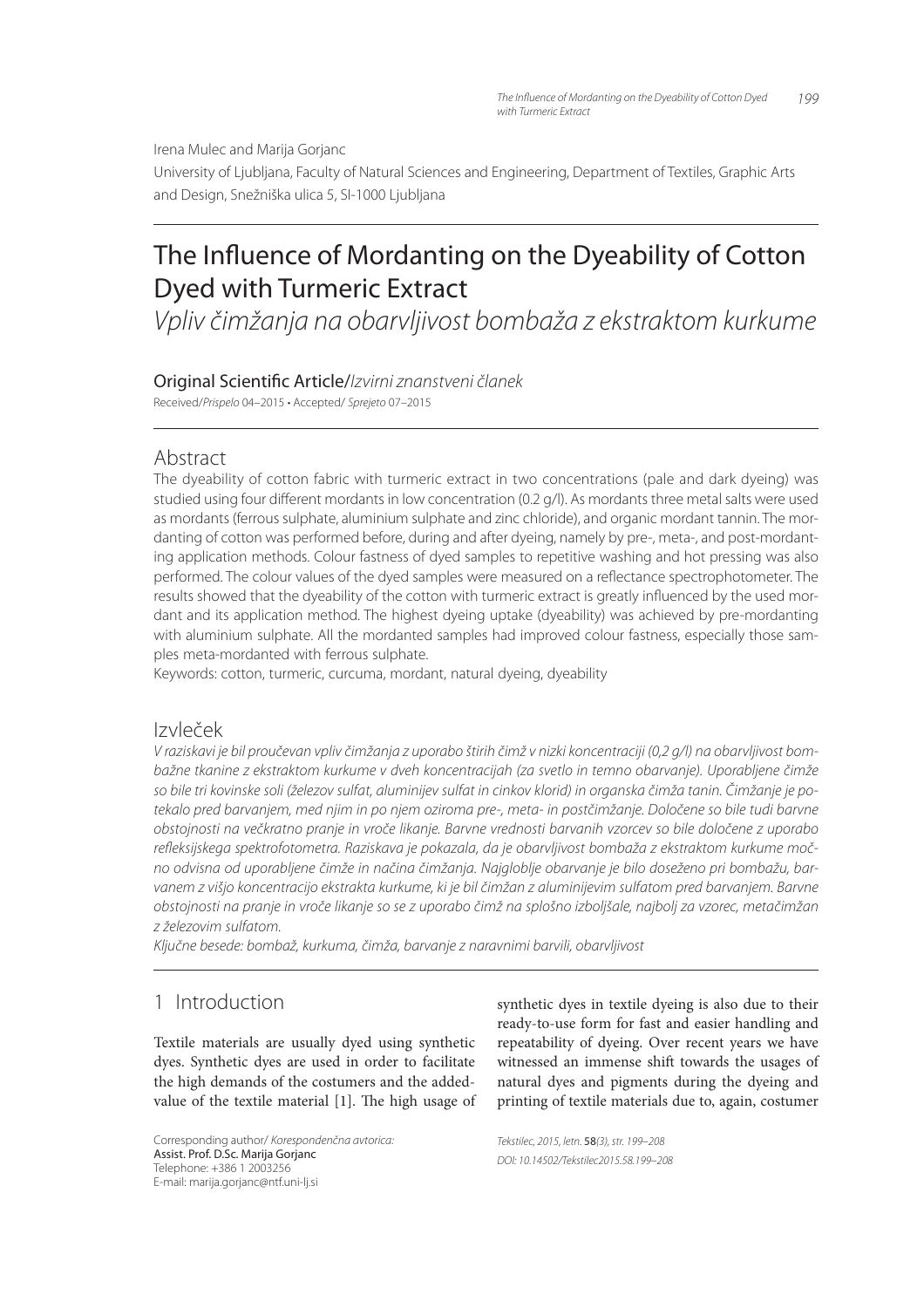Irena Mulec and Marija Gorjanc

University of Ljubljana, Faculty of Natural Sciences and Engineering, Department of Textiles, Graphic Arts and Design, Snežniška ulica 5, SI-1000 Ljubljana

# The Influence of Mordanting on the Dyeability of Cotton Dyed with Turmeric Extract

*Vpliv čimžanja na obarvljivost bombaža z ekstraktom kurkume*

Original Scientific Article/*Izvirni znanstveni članek*

Received/*Prispelo* 04–2015 • Accepted/ *Sprejeto* 07–2015

## Abstract

The dyeability of cotton fabric with turmeric extract in two concentrations (pale and dark dyeing) was studied using four different mordants in low concentration (0.2 g/l). As mordants three metal salts were used as mordants (ferrous sulphate, aluminium sulphate and zinc chloride), and organic mordant tannin. The mordanting of cotton was performed before, during and after dyeing, namely by pre-, meta-, and post-mordanting application methods. Colour fastness of dyed samples to repetitive washing and hot pressing was also performed. The colour values of the dyed samples were measured on a reflectance spectrophotometer. The results showed that the dyeability of the cotton with turmeric extract is greatly influenced by the used mordant and its application method. The highest dyeing uptake (dyeability) was achieved by pre-mordanting with aluminium sulphate. All the mordanted samples had improved colour fastness, especially those samples meta-mordanted with ferrous sulphate.

Keywords: cotton, turmeric, curcuma, mordant, natural dyeing, dyeability

## Izvleček

*V raziskavi je bil proučevan vpliv čimžanja z uporabo štirih čimž v nizki koncentraciji (0,2 g/l) na obarvljivost bombažne tkanine z ekstraktom kurkume v dveh koncentracijah (za svetlo in temno obarvanje). Uporabljene čimže so bile tri kovinske soli (železov sulfat, aluminijev sulfat in cinkov klorid) in organska čimža tanin. Čimžanje je potekalo pred barvanjem, med njim in po njem oziroma pre-, meta- in postčimžanje. Določene so bile tudi barvne obstojnosti na večkratno pranje in vroče likanje. Barvne vrednosti barvanih vzorcev so bile določene z uporabo refleksijskega spektrofotometra. Raziskava je pokazala, da je obarvljivost bombaža z ekstraktom kurkume močno odvisna od uporabljene čimže in načina čimžanja. Najgloblje obarvanje je bilo doseženo pri bombažu, barvanem z višjo koncentracijo ekstrakta kurkume, ki je bil čimžan z aluminijevim sulfatom pred barvanjem. Barvne obstojnosti na pranje in vroče likanje so se z uporabo čimž na splošno izboljšale, najbolj za vzorec, metačimžan z železovim sulfatom.*

*Ključne besede: bombaž, kurkuma, čimža, barvanje z naravnimi barvili, obarvljivost*

## 1 Introduction

Textile materials are usually dyed using synthetic dyes. Synthetic dyes are used in order to facilitate the high demands of the costumers and the added-value of the textile material [1]. The high usage of synthetic dyes in textile dyeing is also due to their ready-to-use form for fast and easier handling and repeatability of dyeing. Over recent years we have witnessed an immense shift towards the usages of natural dyes and pigments during the dyeing and printing of textile materials due to, again, costumer

Corresponding author/ *Korespondenčna avtorica:*
Assist. Prof. D.Sc. Marija Gorjanc
Telephone: +386 1 2003256
E-mail: marija.gorjanc@ntf.uni-lj.si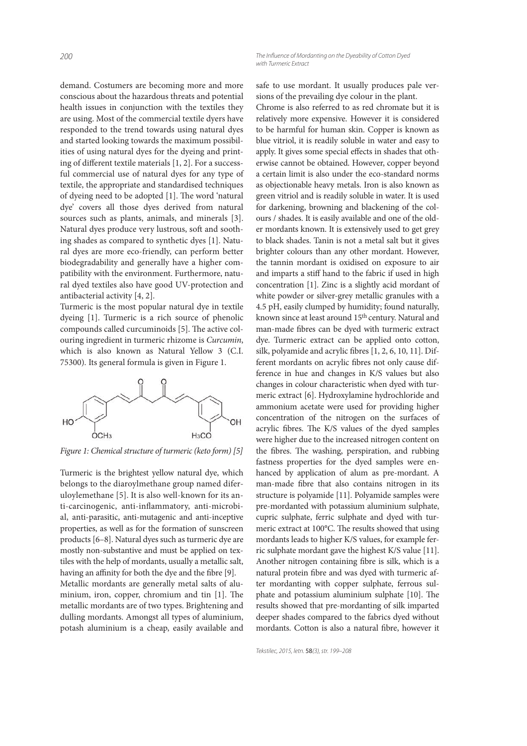demand. Costumers are becoming more and more conscious about the hazardous threats and potential health issues in conjunction with the textiles they are using. Most of the commercial textile dyers have responded to the trend towards using natural dyes and started looking towards the maximum possibilities of using natural dyes for the dyeing and printing of different textile materials [1, 2]. For a successful commercial use of natural dyes for any type of textile, the appropriate and standardised techniques of dyeing need to be adopted [1]. The word 'natural dye' covers all those dyes derived from natural sources such as plants, animals, and minerals [3]. Natural dyes produce very lustrous, soft and soothing shades as compared to synthetic dyes [1]. Natural dyes are more eco-friendly, can perform better biodegradability and generally have a higher compatibility with the environment. Furthermore, natural dyed textiles also have good UV-protection and antibacterial activity [4, 2].

Turmeric is the most popular natural dye in textile dyeing [1]. Turmeric is a rich source of phenolic compounds called curcuminoids [5]. The active colouring ingredient in turmeric rhizome is *Curcumin*, which is also known as Natural Yellow 3 (C.I. 75300). Its general formula is given in Figure 1.

*Figure 1: Chemical structure of turmeric (keto form) [5]*

Turmeric is the brightest yellow natural dye, which belongs to the diaroylmethane group named diferuloylemethane [5]. It is also well-known for its anti-carcinogenic, anti-inflammatory, anti-microbial, anti-parasitic, anti-mutagenic and anti-inceptive properties, as well as for the formation of sunscreen products [6–8]. Natural dyes such as turmeric dye are mostly non-substantive and must be applied on textiles with the help of mordants, usually a metallic salt, having an affinity for both the dye and the fibre [9].

Metallic mordants are generally metal salts of aluminium, iron, copper, chromium and tin [1]. The metallic mordants are of two types. Brightening and dulling mordants. Amongst all types of aluminium, potash aluminium is a cheap, easily available and safe to use mordant. It usually produces pale versions of the prevailing dye colour in the plant.

Chrome is also referred to as red chromate but it is relatively more expensive. However it is considered to be harmful for human skin. Copper is known as blue vitriol, it is readily soluble in water and easy to apply. It gives some special effects in shades that otherwise cannot be obtained. However, copper beyond a certain limit is also under the eco-standard norms as objectionable heavy metals. Iron is also known as green vitriol and is readily soluble in water. It is used for darkening, browning and blackening of the colours / shades. It is easily available and one of the older mordants known. It is extensively used to get grey to black shades. Tanin is not a metal salt but it gives brighter colours than any other mordant. However, the tannin mordant is oxidised on exposure to air and imparts a stiff hand to the fabric if used in high concentration [1]. Zinc is a slightly acid mordant of white powder or silver-grey metallic granules with a 4.5 pH, easily clumped by humidity; found naturally, known since at least around 15th century. Natural and man-made fibres can be dyed with turmeric extract dye. Turmeric extract can be applied onto cotton, silk, polyamide and acrylic fibres [1, 2, 6, 10, 11]. Different mordants on acrylic fibres not only cause difference in hue and changes in K/S values but also changes in colour characteristic when dyed with turmeric extract [6]. Hydroxylamine hydrochloride and ammonium acetate were used for providing higher concentration of the nitrogen on the surfaces of acrylic fibres. The K/S values of the dyed samples were higher due to the increased nitrogen content on the fibres. The washing, perspiration, and rubbing fastness properties for the dyed samples were enhanced by application of alum as pre-mordant. A man-made fibre that also contains nitrogen in its structure is polyamide [11]. Polyamide samples were pre-mordanted with potassium aluminium sulphate, cupric sulphate, ferric sulphate and dyed with turmeric extract at 100°C. The results showed that using mordants leads to higher K/S values, for example ferric sulphate mordant gave the highest K/S value [11]. Another nitrogen containing fibre is silk, which is a natural protein fibre and was dyed with turmeric after mordanting with copper sulphate, ferrous sulphate and potassium aluminium sulphate [10]. The results showed that pre-mordanting of silk imparted deeper shades compared to the fabrics dyed without mordants. Cotton is also a natural fibre, however it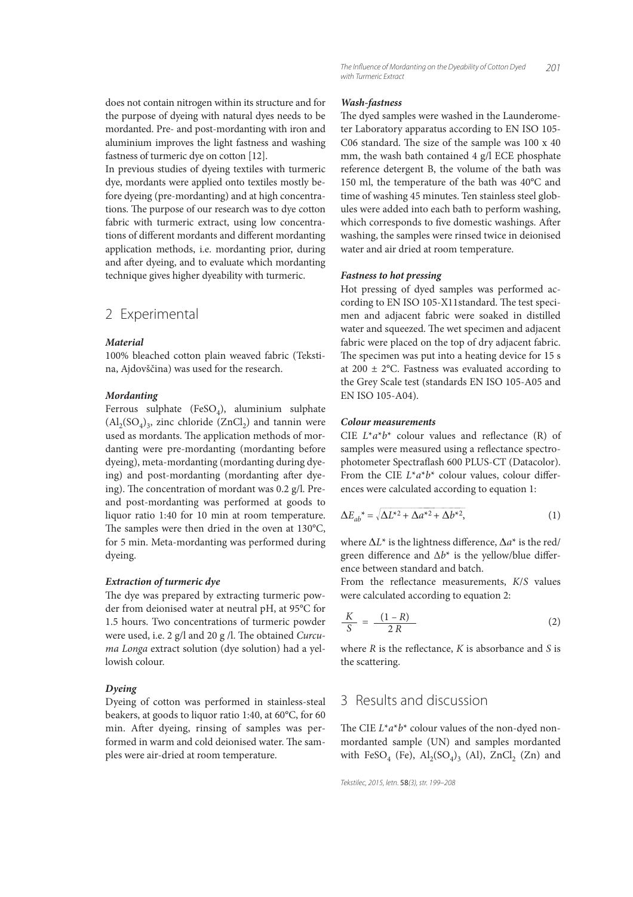does not contain nitrogen within its structure and for the purpose of dyeing with natural dyes needs to be mordanted. Pre- and post-mordanting with iron and aluminium improves the light fastness and washing fastness of turmeric dye on cotton [12].

In previous studies of dyeing textiles with turmeric dye, mordants were applied onto textiles mostly before dyeing (pre-mordanting) and at high concentrations. The purpose of our research was to dye cotton fabric with turmeric extract, using low concentrations of different mordants and different mordanting application methods, i.e. mordanting prior, during and after dyeing, and to evaluate which mordanting technique gives higher dyeability with turmeric.

## 2 Experimental

### Material

100% bleached cotton plain weaved fabric (Tekstina, Ajdovščina) was used for the research.

### Mordanting

Ferrous sulphate ($FeSO_4$), aluminium sulphate ($Al_2(SO_4)_3$, zinc chloride ($ZnCl_2$) and tannin were used as mordants. The application methods of mordanting were pre-mordanting (mordanting before dyeing), meta-mordanting (mordanting during dyeing) and post-mordanting (mordanting after dyeing). The concentration of mordant was 0.2 g/l. Pre- and post-mordanting was performed at goods to liquor ratio 1:40 for 10 min at room temperature. The samples were then dried in the oven at 130°C, for 5 min. Meta-mordanting was performed during dyeing.

### Extraction of turmeric dye

The dye was prepared by extracting turmeric powder from deionised water at neutral pH, at 95°C for 1.5 hours. Two concentrations of turmeric powder were used, i.e. 2 g/l and 20 g /l. The obtained *Curcuma Longa* extract solution (dye solution) had a yellowish colour.

### Dyeing

Dyeing of cotton was performed in stainless-steal beakers, at goods to liquor ratio 1:40, at 60°C, for 60 min. After dyeing, rinsing of samples was performed in warm and cold deionised water. The samples were air-dried at room temperature.

### Wash-fastness

The dyed samples were washed in the Launderometer Laboratory apparatus according to EN ISO 105-C06 standard. The size of the sample was 100 x 40 mm, the wash bath contained 4 g/l ECE phosphate reference detergent B, the volume of the bath was 150 ml, the temperature of the bath was 40°C and time of washing 45 minutes. Ten stainless steel globules were added into each bath to perform washing, which corresponds to five domestic washings. After washing, the samples were rinsed twice in deionised water and air dried at room temperature.

### Fastness to hot pressing

Hot pressing of dyed samples was performed according to EN ISO 105-X11standard. The test specimen and adjacent fabric were soaked in distilled water and squeezed. The wet specimen and adjacent fabric were placed on the top of dry adjacent fabric. The specimen was put into a heating device for 15 s at 200 ± 2°C. Fastness was evaluated according to the Grey Scale test (standards EN ISO 105-A05 and EN ISO 105-A04).

### Colour measurements

CIE $L^*a^*b^*$ colour values and reflectance (R) of samples were measured using a reflectance spectrophotometer Spectraflash 600 PLUS-CT (Datacolor). From the CIE $L^*a^*b^*$ colour values, colour differences were calculated according to equation 1:

$$\Delta E_{ab}{}^* = \sqrt{\Delta L^{*2} + \Delta a^{*2} + \Delta b^{*2}}, \tag{1}$$

where $\Delta L^*$ is the lightness difference, $\Delta a^*$ is the red/green difference and $\Delta b^*$ is the yellow/blue difference between standard and batch.

From the reflectance measurements, $K/S$ values were calculated according to equation 2:

$$\frac{K}{S} = \frac{(1-R)}{2R} \tag{2}$$

where $R$ is the reflectance, $K$ is absorbance and $S$ is the scattering.

## 3 Results and discussion

The CIE $L^*a^*b^*$ colour values of the non-dyed non-mordanted sample (UN) and samples mordanted with $FeSO_4$ (Fe), $Al_2(SO_4)_3$ (Al), $ZnCl_2$ (Zn) and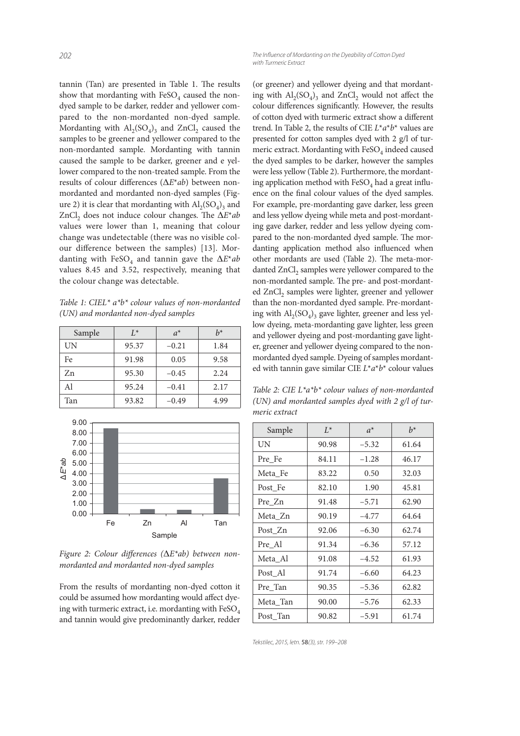tannin (Tan) are presented in Table 1. The results show that mordanting with $FeSO_4$ caused the non-dyed sample to be darker, redder and yellower compared to the non-mordanted non-dyed sample. Mordanting with $Al_2(SO_4)_3$ and $ZnCl_2$ caused the samples to be greener and yellower compared to the non-mordanted sample. Mordanting with tannin caused the sample to be darker, greener and e yellower compared to the non-treated sample. From the results of colour differences ($\Delta E^*ab$) between non-mordanted and mordanted non-dyed samples (Figure 2) it is clear that mordanting with $Al_2(SO_4)_3$ and $ZnCl_2$ does not induce colour changes. The $\Delta E^*ab$ values were lower than 1, meaning that colour change was undetectable (there was no visible colour difference between the samples) [13]. Mordanting with $FeSO_4$ and tannin gave the $\Delta E^*ab$ values 8.45 and 3.52, respectively, meaning that the colour change was detectable.

*Table 1: CIEL\* a\*b\* colour values of non-mordanted (UN) and mordanted non-dyed samples*

| Sample | $L^*$ | $a^*$ | $b^*$ |
|---|---|---|---|
| UN | 95.37 | −0.21 | 1.84 |
| Fe | 91.98 | 0.05 | 9.58 |
| Zn | 95.30 | −0.45 | 2.24 |
| Al | 95.24 | −0.41 | 2.17 |
| Tan | 93.82 | −0.49 | 4.99 |

*Figure 2: Colour differences ($\Delta E^*ab$) between non-mordanted and mordanted non-dyed samples*

From the results of mordanting non-dyed cotton it could be assumed how mordanting would affect dyeing with turmeric extract, i.e. mordanting with $FeSO_4$ and tannin would give predominantly darker, redder (or greener) and yellower dyeing and that mordanting with $Al_2(SO_4)_3$ and $ZnCl_2$ would not affect the colour differences significantly. However, the results of cotton dyed with turmeric extract show a different trend. In Table 2, the results of CIE $L^*a^*b^*$ values are presented for cotton samples dyed with 2 g/l of turmeric extract. Mordanting with $FeSO_4$ indeed caused the dyed samples to be darker, however the samples were less yellow (Table 2). Furthermore, the mordanting application method with $FeSO_4$ had a great influence on the final colour values of the dyed samples. For example, pre-mordanting gave darker, less green and less yellow dyeing while meta and post-mordanting gave darker, redder and less yellow dyeing compared to the non-mordanted dyed sample. The mordanting application method also influenced when other mordants are used (Table 2). The meta-mordanted $ZnCl_2$ samples were yellower compared to the non-mordanted sample. The pre- and post-mordanted $ZnCl_2$ samples were lighter, greener and yellower than the non-mordanted dyed sample. Pre-mordanting with $Al_2(SO_4)_3$ gave lighter, greener and less yellow dyeing, meta-mordanting gave lighter, less green and yellower dyeing and post-mordanting gave lighter, greener and yellower dyeing compared to the non-mordanted dyed sample. Dyeing of samples mordanted with tannin gave similar CIE $L^*a^*b^*$ colour values

*Table 2: CIE L\*a\*b\* colour values of non-mordanted (UN) and mordanted samples dyed with 2 g/l of turmeric extract*

| Sample | $L^*$ | $a^*$ | $b^*$ |
|---|---|---|---|
| UN | 90.98 | −5.32 | 61.64 |
| Pre_Fe | 84.11 | −1.28 | 46.17 |
| Meta_Fe | 83.22 | 0.50 | 32.03 |
| Post_Fe | 82.10 | 1.90 | 45.81 |
| Pre_Zn | 91.48 | −5.71 | 62.90 |
| Meta_Zn | 90.19 | −4.77 | 64.64 |
| Post_Zn | 92.06 | −6.30 | 62.74 |
| Pre_Al | 91.34 | −6.36 | 57.12 |
| Meta_Al | 91.08 | −4.52 | 61.93 |
| Post_Al | 91.74 | −6.60 | 64.23 |
| Pre_Tan | 90.35 | −5.36 | 62.82 |
| Meta_Tan | 90.00 | −5.76 | 62.33 |
| Post_Tan | 90.82 | −5.91 | 61.74 |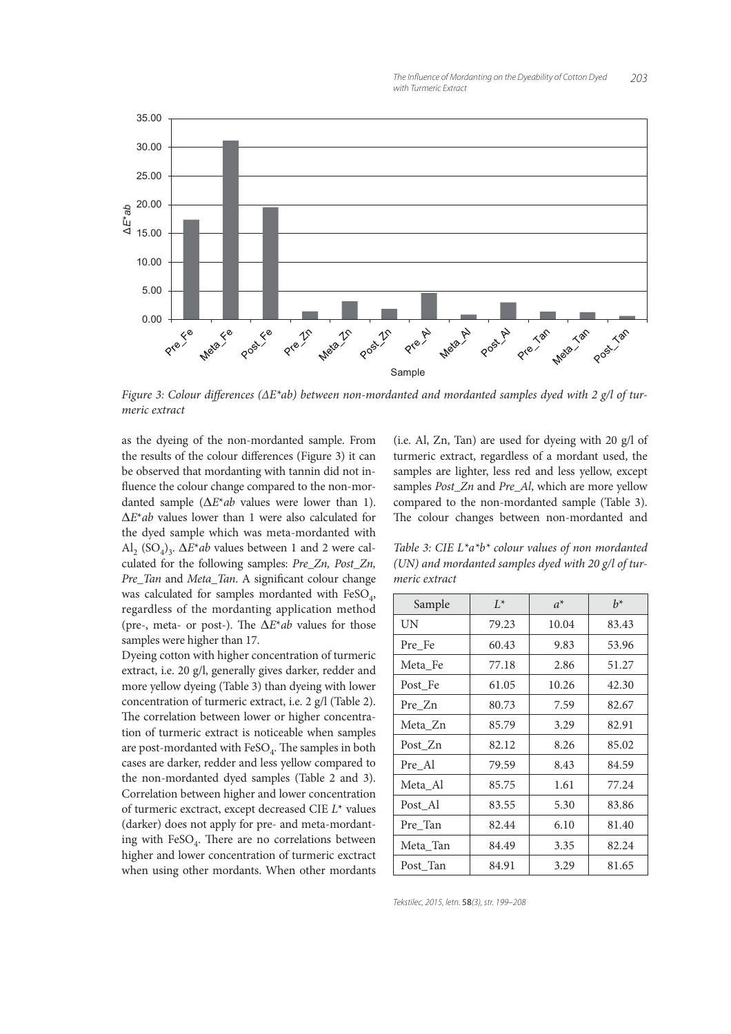Figure 3: Colour differences ($\Delta E^*ab$) between non-mordanted and mordanted samples dyed with 2 g/l of turmeric extract

as the dyeing of the non-mordanted sample. From the results of the colour differences (Figure 3) it can be observed that mordanting with tannin did not influence the colour change compared to the non-mordanted sample ($\Delta E^*ab$ values were lower than 1). $\Delta E^*ab$ values lower than 1 were also calculated for the dyed sample which was meta-mordanted with $Al_2(SO_4)_3$. $\Delta E^*ab$ values between 1 and 2 were calculated for the following samples: *Pre_Zn, Post_Zn, Pre_Tan* and *Meta_Tan*. A significant colour change was calculated for samples mordanted with $FeSO_4$, regardless of the mordanting application method (pre-, meta- or post-). The $\Delta E^*ab$ values for those samples were higher than 17.

Dyeing cotton with higher concentration of turmeric extract, i.e. 20 g/l, generally gives darker, redder and more yellow dyeing (Table 3) than dyeing with lower concentration of turmeric extract, i.e. 2 g/l (Table 2). The correlation between lower or higher concentration of turmeric extract is noticeable when samples are post-mordanted with $FeSO_4$. The samples in both cases are darker, redder and less yellow compared to the non-mordanted dyed samples (Table 2 and 3). Correlation between higher and lower concentration of turmeric exctract, except decreased CIE $L^*$ values (darker) does not apply for pre- and meta-mordanting with $FeSO_4$. There are no correlations between higher and lower concentration of turmeric exctract when using other mordants. When other mordants (i.e. Al, Zn, Tan) are used for dyeing with 20 g/l of turmeric extract, regardless of a mordant used, the samples are lighter, less red and less yellow, except samples *Post_Zn* and *Pre_Al*, which are more yellow compared to the non-mordanted sample (Table 3). The colour changes between non-mordanted and

*Table 3: CIE $L^*a^*b^*$ colour values of non mordanted (UN) and mordanted samples dyed with 20 g/l of turmeric extract*

| Sample | $L^*$ | $a^*$ | $b^*$ |
|---|---|---|---|
| UN | 79.23 | 10.04 | 83.43 |
| Pre_Fe | 60.43 | 9.83 | 53.96 |
| Meta_Fe | 77.18 | 2.86 | 51.27 |
| Post_Fe | 61.05 | 10.26 | 42.30 |
| Pre_Zn | 80.73 | 7.59 | 82.67 |
| Meta_Zn | 85.79 | 3.29 | 82.91 |
| Post_Zn | 82.12 | 8.26 | 85.02 |
| Pre_Al | 79.59 | 8.43 | 84.59 |
| Meta_Al | 85.75 | 1.61 | 77.24 |
| Post_Al | 83.55 | 5.30 | 83.86 |
| Pre_Tan | 82.44 | 6.10 | 81.40 |
| Meta_Tan | 84.49 | 3.35 | 82.24 |
| Post_Tan | 84.91 | 3.29 | 81.65 |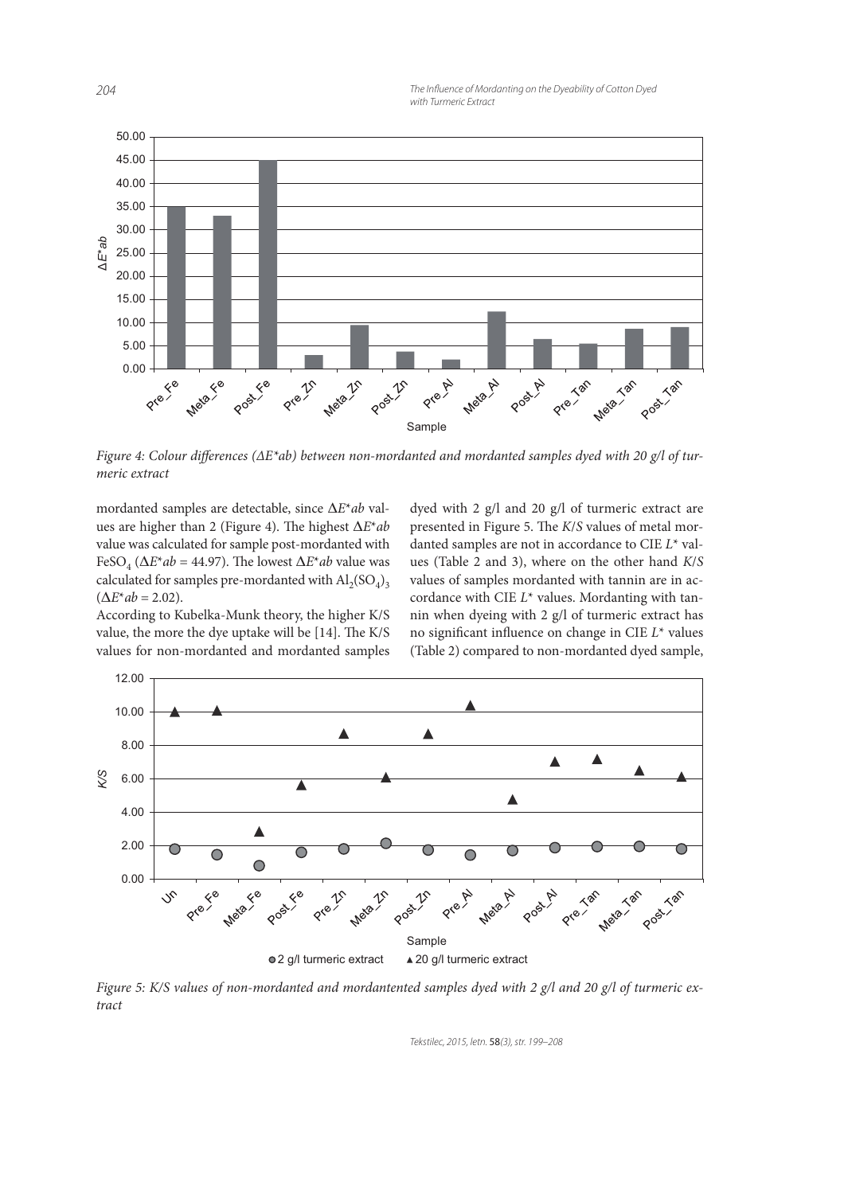Figure 4: Colour differences ($\Delta E^{*}ab$) between non-mordanted and mordanted samples dyed with 20 g/l of turmeric extract

mordanted samples are detectable, since $\Delta E^{*}ab$ values are higher than 2 (Figure 4). The highest $\Delta E^{*}ab$ value was calculated for sample post-mordanted with $FeSO_4$ ($\Delta E^{*}ab = 44.97$). The lowest $\Delta E^{*}ab$ value was calculated for samples pre-mordanted with $Al_2(SO_4)_3$ ($\Delta E^{*}ab = 2.02$).

According to Kubelka-Munk theory, the higher K/S value, the more the dye uptake will be [14]. The K/S values for non-mordanted and mordanted samples dyed with 2 g/l and 20 g/l of turmeric extract are presented in Figure 5. The *K*/*S* values of metal mordanted samples are not in accordance to CIE $L^{*}$ values (Table 2 and 3), where on the other hand *K*/*S* values of samples mordanted with tannin are in accordance with CIE $L^{*}$ values. Mordanting with tannin when dyeing with 2 g/l of turmeric extract has no significant influence on change in CIE $L^{*}$ values (Table 2) compared to non-mordanted dyed sample,

Figure 5: K/S values of non-mordanted and mordantented samples dyed with 2 g/l and 20 g/l of turmeric extract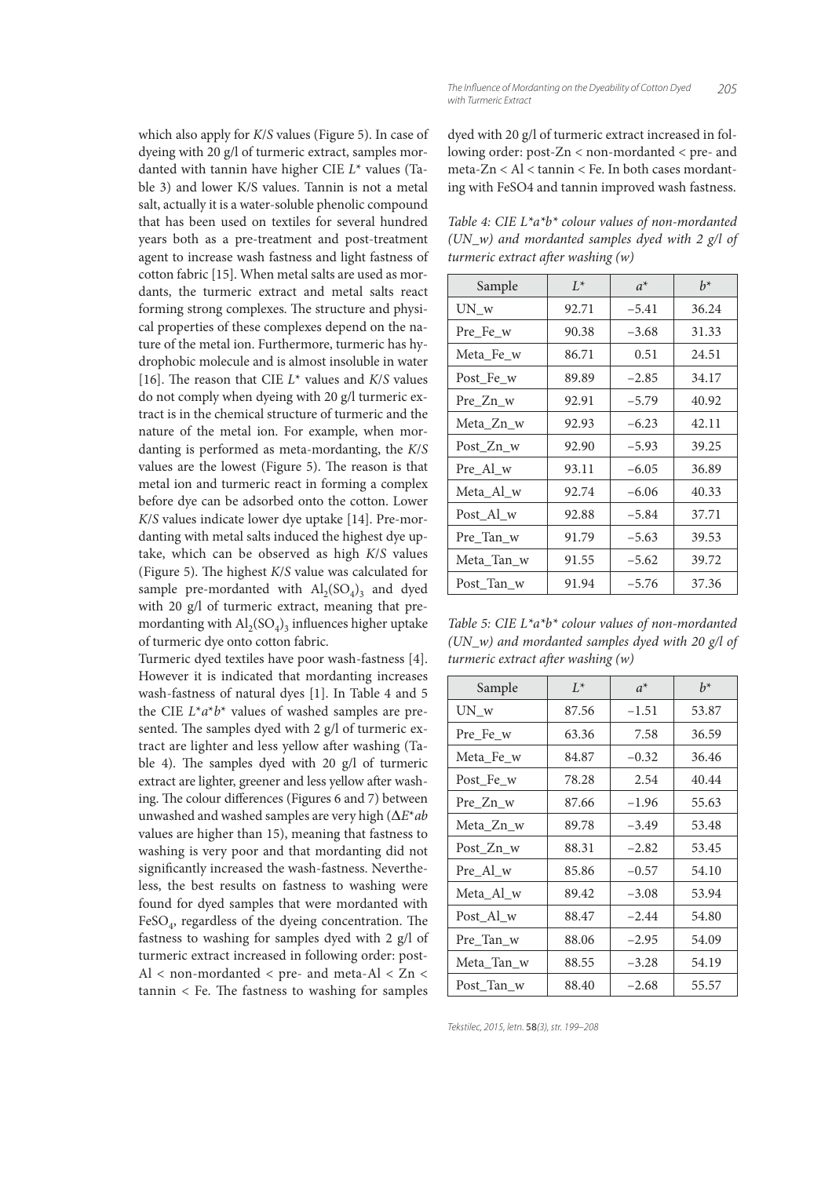which also apply for *K*/*S* values (Figure 5). In case of dyeing with 20 g/l of turmeric extract, samples mordanted with tannin have higher CIE $L^*$ values (Table 3) and lower K/S values. Tannin is not a metal salt, actually it is a water-soluble phenolic compound that has been used on textiles for several hundred years both as a pre-treatment and post-treatment agent to increase wash fastness and light fastness of cotton fabric [15]. When metal salts are used as mordants, the turmeric extract and metal salts react forming strong complexes. The structure and physical properties of these complexes depend on the nature of the metal ion. Furthermore, turmeric has hydrophobic molecule and is almost insoluble in water [16]. The reason that CIE $L^*$ values and *K*/*S* values do not comply when dyeing with 20 g/l turmeric extract is in the chemical structure of turmeric and the nature of the metal ion. For example, when mordanting is performed as meta-mordanting, the *K*/*S* values are the lowest (Figure 5). The reason is that metal ion and turmeric react in forming a complex before dye can be adsorbed onto the cotton. Lower *K*/*S* values indicate lower dye uptake [14]. Pre-mordanting with metal salts induced the highest dye uptake, which can be observed as high *K*/*S* values (Figure 5). The highest *K*/*S* value was calculated for sample pre-mordanted with $Al_2(SO_4)_3$ and dyed with 20 g/l of turmeric extract, meaning that pre-mordanting with $Al_2(SO_4)_3$ influences higher uptake of turmeric dye onto cotton fabric.

Turmeric dyed textiles have poor wash-fastness [4]. However it is indicated that mordanting increases wash-fastness of natural dyes [1]. In Table 4 and 5 the CIE $L^*a^*b^*$ values of washed samples are presented. The samples dyed with 2 g/l of turmeric extract are lighter and less yellow after washing (Table 4). The samples dyed with 20 g/l of turmeric extract are lighter, greener and less yellow after washing. The colour differences (Figures 6 and 7) between unwashed and washed samples are very high ($\Delta E^*ab$ values are higher than 15), meaning that fastness to washing is very poor and that mordanting did not significantly increased the wash-fastness. Nevertheless, the best results on fastness to washing were found for dyed samples that were mordanted with $FeSO_4$, regardless of the dyeing concentration. The fastness to washing for samples dyed with 2 g/l of turmeric extract increased in following order: post-Al < non-mordanted < pre- and meta-Al < Zn < tannin < Fe. The fastness to washing for samples dyed with 20 g/l of turmeric extract increased in following order: post-Zn < non-mordanted < pre- and meta-Zn < Al < tannin < Fe. In both cases mordanting with FeSO4 and tannin improved wash fastness.

*Table 4: CIE $L^*a^*b^*$ colour values of non-mordanted (UN_w) and mordanted samples dyed with 2 g/l of turmeric extract after washing (w)*

| Sample | $L^*$ | $a^*$ | $b^*$ |
|---|---|---|---|
| UN_w | 92.71 | −5.41 | 36.24 |
| Pre_Fe_w | 90.38 | −3.68 | 31.33 |
| Meta_Fe_w | 86.71 | 0.51 | 24.51 |
| Post_Fe_w | 89.89 | −2.85 | 34.17 |
| Pre_Zn_w | 92.91 | −5.79 | 40.92 |
| Meta_Zn_w | 92.93 | −6.23 | 42.11 |
| Post_Zn_w | 92.90 | −5.93 | 39.25 |
| Pre_Al_w | 93.11 | −6.05 | 36.89 |
| Meta_Al_w | 92.74 | −6.06 | 40.33 |
| Post_Al_w | 92.88 | −5.84 | 37.71 |
| Pre_Tan_w | 91.79 | −5.63 | 39.53 |
| Meta_Tan_w | 91.55 | −5.62 | 39.72 |
| Post_Tan_w | 91.94 | −5.76 | 37.36 |

*Table 5: CIE $L^*a^*b^*$ colour values of non-mordanted (UN_w) and mordanted samples dyed with 20 g/l of turmeric extract after washing (w)*

| Sample | $L^*$ | $a^*$ | $b^*$ |
|---|---|---|---|
| UN_w | 87.56 | −1.51 | 53.87 |
| Pre_Fe_w | 63.36 | 7.58 | 36.59 |
| Meta_Fe_w | 84.87 | −0.32 | 36.46 |
| Post_Fe_w | 78.28 | 2.54 | 40.44 |
| Pre_Zn_w | 87.66 | −1.96 | 55.63 |
| Meta_Zn_w | 89.78 | −3.49 | 53.48 |
| Post_Zn_w | 88.31 | −2.82 | 53.45 |
| Pre_Al_w | 85.86 | −0.57 | 54.10 |
| Meta_Al_w | 89.42 | −3.08 | 53.94 |
| Post_Al_w | 88.47 | −2.44 | 54.80 |
| Pre_Tan_w | 88.06 | −2.95 | 54.09 |
| Meta_Tan_w | 88.55 | −3.28 | 54.19 |
| Post_Tan_w | 88.40 | −2.68 | 55.57 |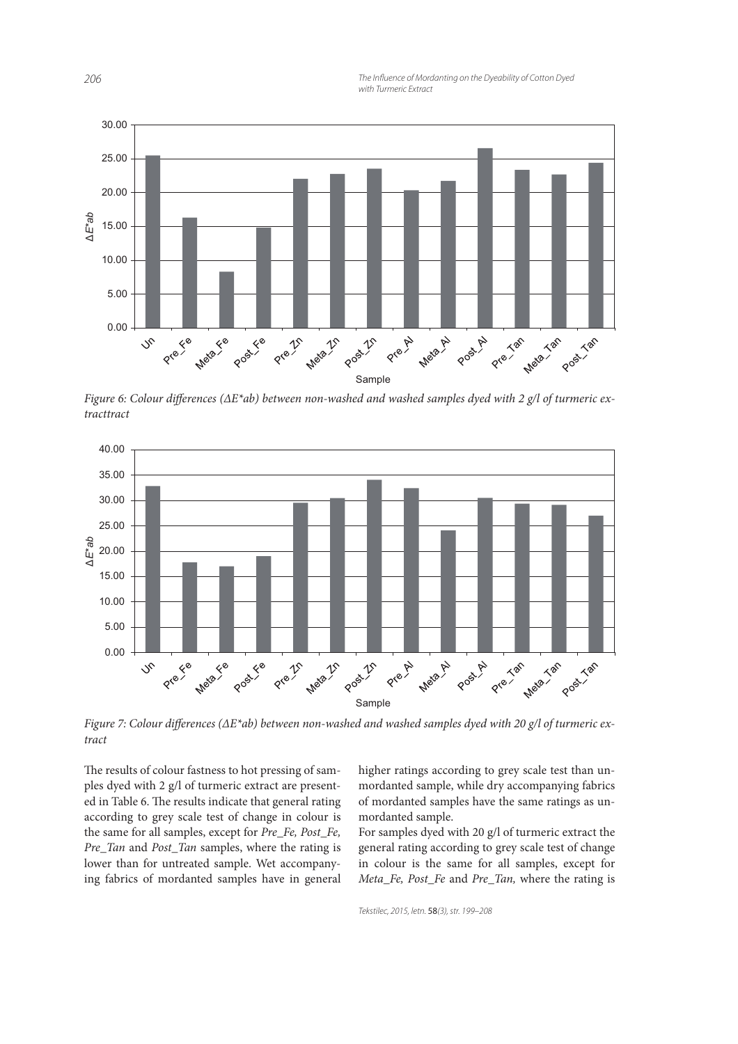Figure 6: Colour differences (ΔE*ab) between non-washed and washed samples dyed with 2 g/l of turmeric extracttract

Figure 7: Colour differences (ΔE*ab) between non-washed and washed samples dyed with 20 g/l of turmeric extract

The results of colour fastness to hot pressing of samples dyed with 2 g/l of turmeric extract are presented in Table 6. The results indicate that general rating according to grey scale test of change in colour is the same for all samples, except for *Pre_Fe, Post_Fe, Pre_Tan* and *Post_Tan* samples, where the rating is lower than for untreated sample. Wet accompanying fabrics of mordanted samples have in general higher ratings according to grey scale test than unmordanted sample, while dry accompanying fabrics of mordanted samples have the same ratings as unmordanted sample.

For samples dyed with 20 g/l of turmeric extract the general rating according to grey scale test of change in colour is the same for all samples, except for *Meta_Fe, Post_Fe* and *Pre_Tan,* where the rating is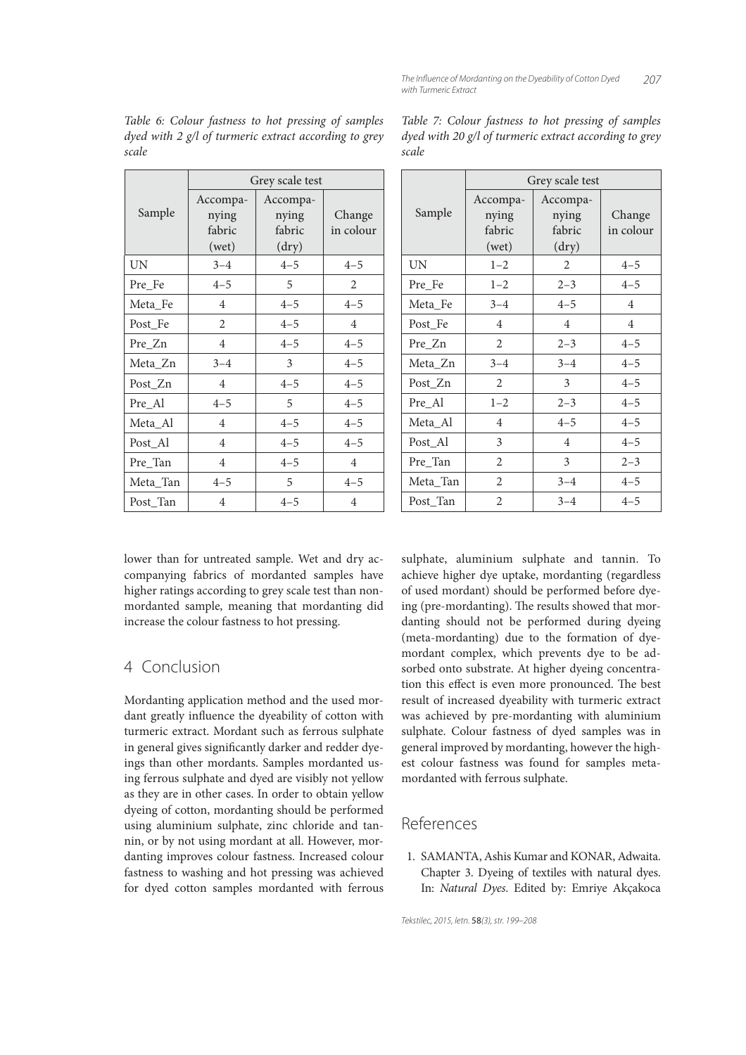Table 6: Colour fastness to hot pressing of samples dyed with 2 g/l of turmeric extract according to grey scale

| Sample | Grey scale test | | |
|---|---|---|---|
| | Accompanying fabric (wet) | Accompanying fabric (dry) | Change in colour |
| UN | 3–4 | 4–5 | 4–5 |
| Pre_Fe | 4–5 | 5 | 2 |
| Meta_Fe | 4 | 4–5 | 4–5 |
| Post_Fe | 2 | 4–5 | 4 |
| Pre_Zn | 4 | 4–5 | 4–5 |
| Meta_Zn | 3–4 | 3 | 4–5 |
| Post_Zn | 4 | 4–5 | 4–5 |
| Pre_Al | 4–5 | 5 | 4–5 |
| Meta_Al | 4 | 4–5 | 4–5 |
| Post_Al | 4 | 4–5 | 4–5 |
| Pre_Tan | 4 | 4–5 | 4 |
| Meta_Tan | 4–5 | 5 | 4–5 |
| Post_Tan | 4 | 4–5 | 4 |

Table 7: Colour fastness to hot pressing of samples dyed with 20 g/l of turmeric extract according to grey scale

| Sample | Grey scale test | | |
|---|---|---|---|
| | Accompanying fabric (wet) | Accompanying fabric (dry) | Change in colour |
| UN | 1–2 | 2 | 4–5 |
| Pre_Fe | 1–2 | 2–3 | 4–5 |
| Meta_Fe | 3–4 | 4–5 | 4 |
| Post_Fe | 4 | 4 | 4 |
| Pre_Zn | 2 | 2–3 | 4–5 |
| Meta_Zn | 3–4 | 3–4 | 4–5 |
| Post_Zn | 2 | 3 | 4–5 |
| Pre_Al | 1–2 | 2–3 | 4–5 |
| Meta_Al | 4 | 4–5 | 4–5 |
| Post_Al | 3 | 4 | 4–5 |
| Pre_Tan | 2 | 3 | 2–3 |
| Meta_Tan | 2 | 3–4 | 4–5 |
| Post_Tan | 2 | 3–4 | 4–5 |

lower than for untreated sample. Wet and dry accompanying fabrics of mordanted samples have higher ratings according to grey scale test than non-mordanted sample, meaning that mordanting did increase the colour fastness to hot pressing.

## 4 Conclusion

Mordanting application method and the used mordant greatly influence the dyeability of cotton with turmeric extract. Mordant such as ferrous sulphate in general gives significantly darker and redder dyeings than other mordants. Samples mordanted using ferrous sulphate and dyed are visibly not yellow as they are in other cases. In order to obtain yellow dyeing of cotton, mordanting should be performed using aluminium sulphate, zinc chloride and tannin, or by not using mordant at all. However, mordanting improves colour fastness. Increased colour fastness to washing and hot pressing was achieved for dyed cotton samples mordanted with ferrous sulphate, aluminium sulphate and tannin. To achieve higher dye uptake, mordanting (regardless of used mordant) should be performed before dyeing (pre-mordanting). The results showed that mordanting should not be performed during dyeing (meta-mordanting) due to the formation of dye-mordant complex, which prevents dye to be adsorbed onto substrate. At higher dyeing concentration this effect is even more pronounced. The best result of increased dyeability with turmeric extract was achieved by pre-mordanting with aluminium sulphate. Colour fastness of dyed samples was in general improved by mordanting, however the highest colour fastness was found for samples meta-mordanted with ferrous sulphate.

## References

1. SAMANTA, Ashis Kumar and KONAR, Adwaita. Chapter 3. Dyeing of textiles with natural dyes. In: *Natural Dyes*. Edited by: Emriye Akçakoca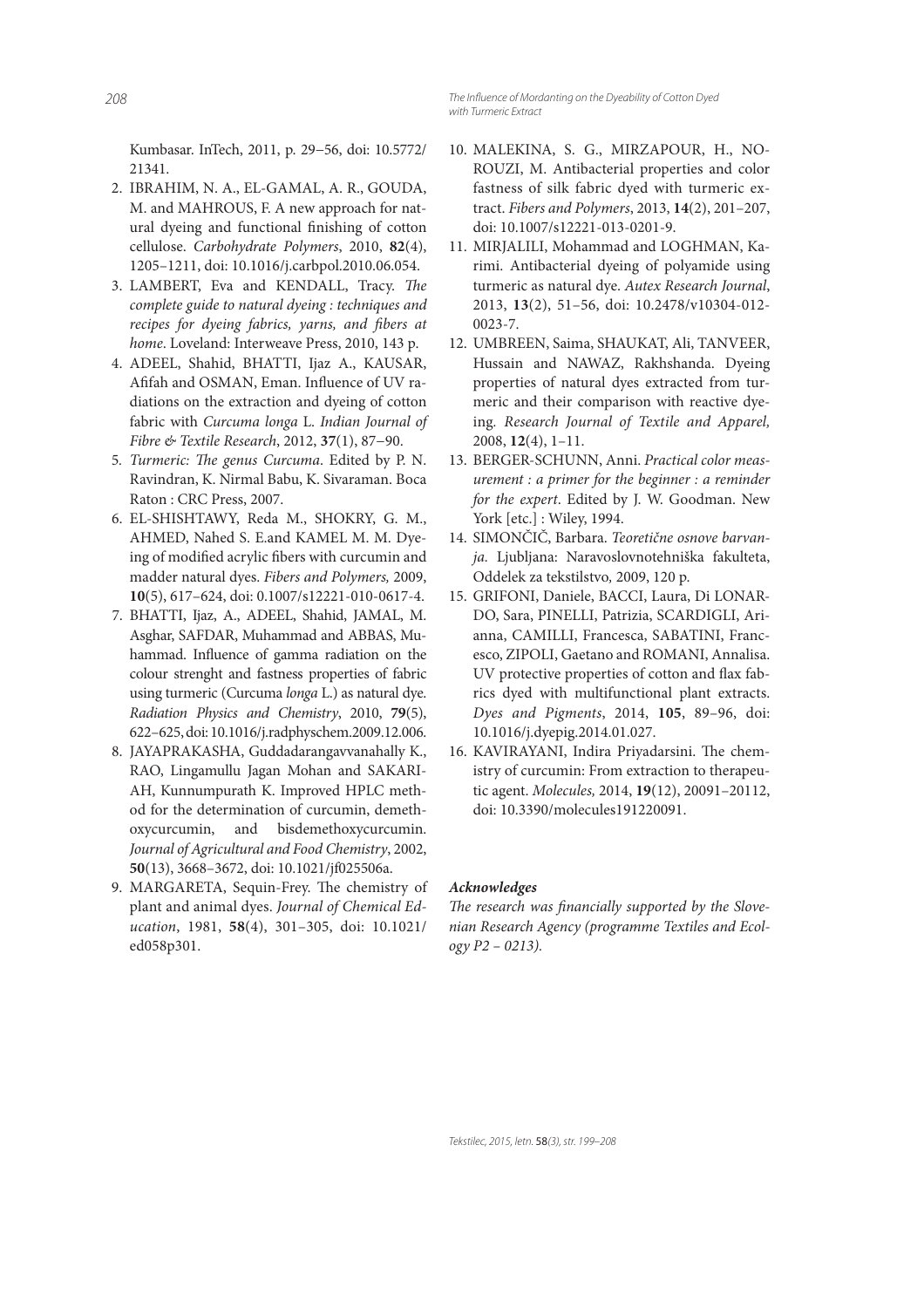Kumbasar. InTech, 2011, p. 29–56, doi: 10.5772/21341.

2. IBRAHIM, N. A., EL-GAMAL, A. R., GOUDA, M. and MAHROUS, F. A new approach for natural dyeing and functional finishing of cotton cellulose. *Carbohydrate Polymers*, 2010, **82**(4), 1205–1211, doi: 10.1016/j.carbpol.2010.06.054.
3. LAMBERT, Eva and KENDALL, Tracy. *The complete guide to natural dyeing : techniques and recipes for dyeing fabrics, yarns, and fibers at home*. Loveland: Interweave Press, 2010, 143 p.
4. ADEEL, Shahid, BHATTI, Ijaz A., KAUSAR, Afifah and OSMAN, Eman. Influence of UV radiations on the extraction and dyeing of cotton fabric with *Curcuma longa* L. *Indian Journal of Fibre & Textile Research*, 2012, **37**(1), 87−90.
5. *Turmeric: The genus Curcuma*. Edited by P. N. Ravindran, K. Nirmal Babu, K. Sivaraman. Boca Raton : CRC Press, 2007.
6. EL-SHISHTAWY, Reda M., SHOKRY, G. M., AHMED, Nahed S. E.and KAMEL M. M. Dyeing of modified acrylic fibers with curcumin and madder natural dyes. *Fibers and Polymers,* 2009, **10**(5), 617–624, doi: 0.1007/s12221-010-0617-4.
7. BHATTI, Ijaz, A., ADEEL, Shahid, JAMAL, M. Asghar, SAFDAR, Muhammad and ABBAS, Muhammad. Influence of gamma radiation on the colour strenght and fastness properties of fabric using turmeric (Curcuma *longa* L.) as natural dye. *Radiation Physics and Chemistry*, 2010, **79**(5), 622–625, doi: 10.1016/j.radphyschem.2009.12.006.
8. JAYAPRAKASHA, Guddadarangavvanahally K., RAO, Lingamullu Jagan Mohan and SAKARIAH, Kunnumpurath K. Improved HPLC method for the determination of curcumin, demethoxycurcumin, and bisdemethoxycurcumin. *Journal of Agricultural and Food Chemistry*, 2002, **50**(13), 3668–3672, doi: 10.1021/jf025506a.
9. MARGARETA, Sequin-Frey. The chemistry of plant and animal dyes. *Journal of Chemical Education*, 1981, **58**(4), 301–305, doi: 10.1021/ed058p301.
10. MALEKINA, S. G., MIRZAPOUR, H., NOROUZI, M. Antibacterial properties and color fastness of silk fabric dyed with turmeric extract. *Fibers and Polymers*, 2013, **14**(2), 201–207, doi: 10.1007/s12221-013-0201-9.
11. MIRJALILI, Mohammad and LOGHMAN, Karimi. Antibacterial dyeing of polyamide using turmeric as natural dye. *Autex Research Journal*, 2013, **13**(2), 51–56, doi: 10.2478/v10304-012-0023-7.
12. UMBREEN, Saima, SHAUKAT, Ali, TANVEER, Hussain and NAWAZ, Rakhshanda. Dyeing properties of natural dyes extracted from turmeric and their comparison with reactive dyeing. *Research Journal of Textile and Apparel,* 2008, **12**(4), 1–11.
13. BERGER-SCHUNN, Anni. *Practical color measurement : a primer for the beginner : a reminder for the expert*. Edited by J. W. Goodman. New York [etc.] : Wiley, 1994.
14. SIMONČIČ, Barbara. *Teoretične osnove barvanja.* Ljubljana: Naravoslovnotehniška fakulteta, Oddelek za tekstilstvo*,* 2009, 120 p.
15. GRIFONI, Daniele, BACCI, Laura, Di LONARDO, Sara, PINELLI, Patrizia, SCARDIGLI, Arianna, CAMILLI, Francesca, SABATINI, Francesco, ZIPOLI, Gaetano and ROMANI, Annalisa. UV protective properties of cotton and flax fabrics dyed with multifunctional plant extracts. *Dyes and Pigments*, 2014, **105**, 89–96, doi: 10.1016/j.dyepig.2014.01.027.
16. KAVIRAYANI, Indira Priyadarsini. The chemistry of curcumin: From extraction to therapeutic agent. *Molecules,* 2014, **19**(12), 20091–20112, doi: 10.3390/molecules191220091.

***Acknowledges***

*The research was financially supported by the Slovenian Research Agency (programme Textiles and Ecology P2 – 0213).*